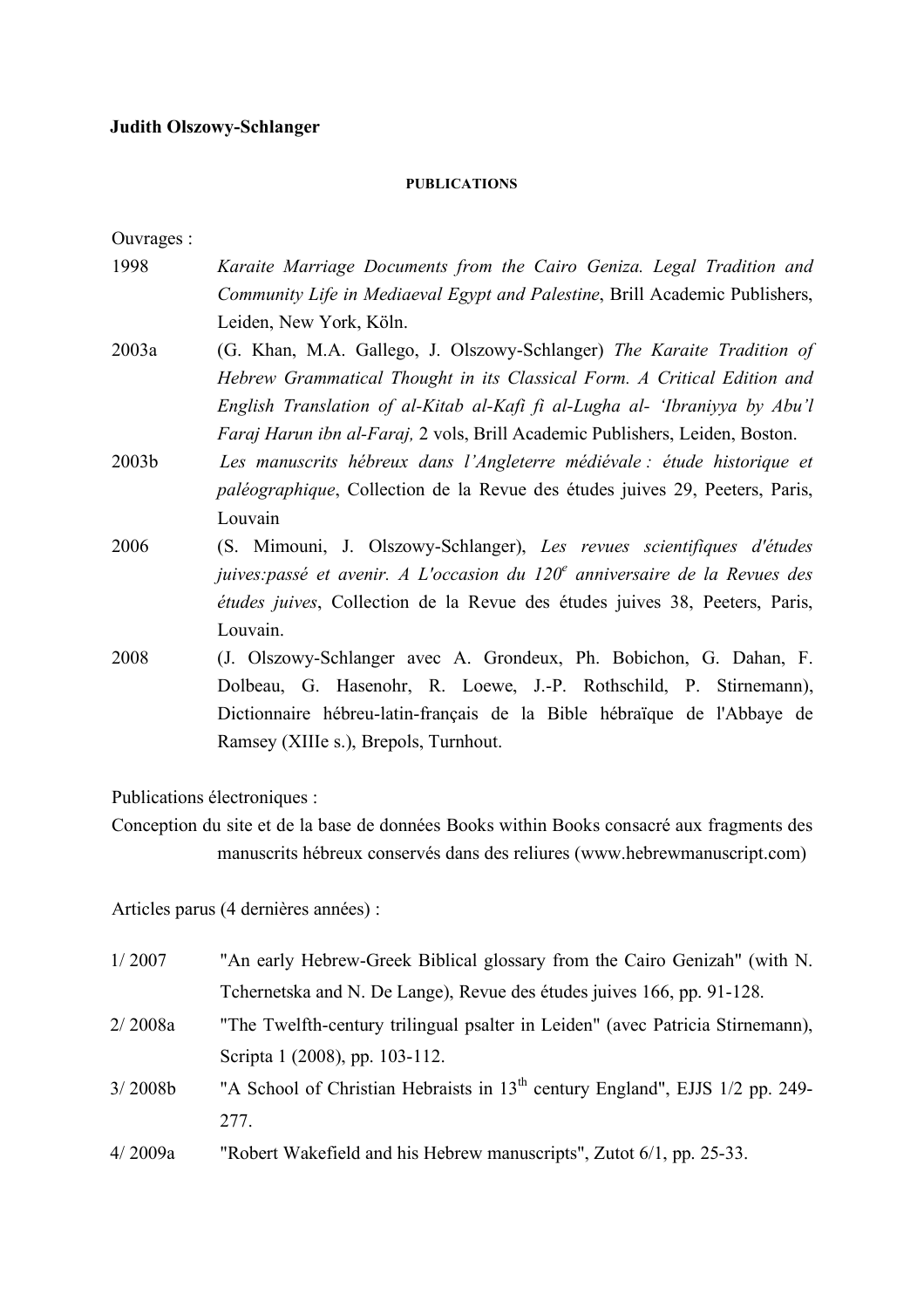**Judith Olszowy-Schlanger**

**PUBLICATIONS**

Ouvrages :

1998 *Karaite Marriage Documents from the Cairo Geniza. Legal Tradition and Community Life in Mediaeval Egypt and Palestine*, Brill Academic Publishers, Leiden, New York, Köln.

2003a (G. Khan, M.A. Gallego, J. Olszowy-Schlanger) *The Karaite Tradition of Hebrew Grammatical Thought in its Classical Form. A Critical Edition and English Translation of al-Kitab al-Kafi fi al-Lugha al- 'Ibraniyya by Abu'l Faraj Harun ibn al-Faraj,* 2 vols, Brill Academic Publishers, Leiden, Boston.

2003b *Les manuscrits hébreux dans l'Angleterre médiévale : étude historique et paléographique*, Collection de la Revue des études juives 29, Peeters, Paris, Louvain

2006 (S. Mimouni, J. Olszowy-Schlanger), *Les revues scientifiques d'études juives:passé et avenir. A L'occasion du 120e anniversaire de la Revues des études juives*, Collection de la Revue des études juives 38, Peeters, Paris, Louvain.

2008 (J. Olszowy-Schlanger avec A. Grondeux, Ph. Bobichon, G. Dahan, F. Dolbeau, G. Hasenohr, R. Loewe, J.-P. Rothschild, P. Stirnemann), Dictionnaire hébreu-latin-français de la Bible hébraïque de l'Abbaye de Ramsey (XIIIe s.), Brepols, Turnhout.

Publications électroniques :

Conception du site et de la base de données Books within Books consacré aux fragments des manuscrits hébreux conservés dans des reliures (www.hebrewmanuscript.com)

Articles parus (4 dernières années) :

1/ 2007 "An early Hebrew-Greek Biblical glossary from the Cairo Genizah" (with N. Tchernetska and N. De Lange), Revue des études juives 166, pp. 91-128.

2/ 2008a "The Twelfth-century trilingual psalter in Leiden" (avec Patricia Stirnemann), Scripta 1 (2008), pp. 103-112.

3/ 2008b "A School of Christian Hebraists in 13th century England", EJJS 1/2 pp. 249-277.

4/ 2009a "Robert Wakefield and his Hebrew manuscripts", Zutot 6/1, pp. 25-33.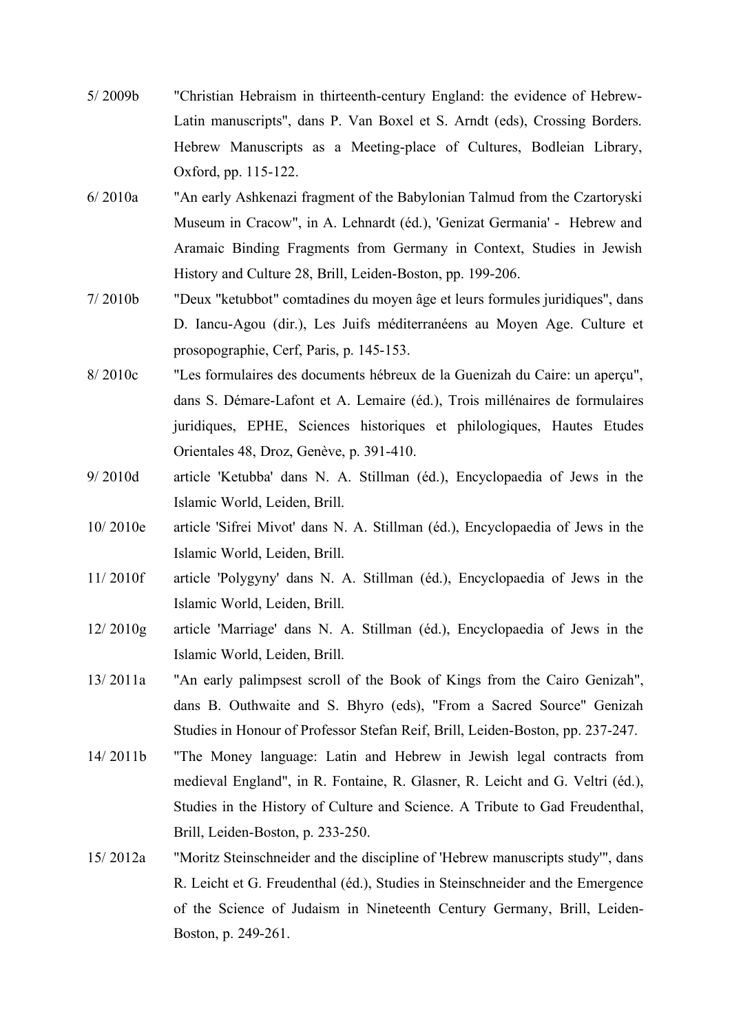5/ 2009b "Christian Hebraism in thirteenth-century England: the evidence of Hebrew-Latin manuscripts", dans P. Van Boxel et S. Arndt (eds), Crossing Borders. Hebrew Manuscripts as a Meeting-place of Cultures, Bodleian Library, Oxford, pp. 115-122.

6/ 2010a "An early Ashkenazi fragment of the Babylonian Talmud from the Czartoryski Museum in Cracow", in A. Lehnardt (éd.), 'Genizat Germania' - Hebrew and Aramaic Binding Fragments from Germany in Context, Studies in Jewish History and Culture 28, Brill, Leiden-Boston, pp. 199-206.

7/ 2010b "Deux "ketubbot" comtadines du moyen âge et leurs formules juridiques", dans D. Iancu-Agou (dir.), Les Juifs méditerranéens au Moyen Age. Culture et prosopographie, Cerf, Paris, p. 145-153.

8/ 2010c "Les formulaires des documents hébreux de la Guenizah du Caire: un aperçu", dans S. Démare-Lafont et A. Lemaire (éd.), Trois millénaires de formulaires juridiques, EPHE, Sciences historiques et philologiques, Hautes Etudes Orientales 48, Droz, Genève, p. 391-410.

9/ 2010d article 'Ketubba' dans N. A. Stillman (éd.), Encyclopaedia of Jews in the Islamic World, Leiden, Brill.

10/ 2010e article 'Sifrei Mivot' dans N. A. Stillman (éd.), Encyclopaedia of Jews in the Islamic World, Leiden, Brill.

11/ 2010f article 'Polygyny' dans N. A. Stillman (éd.), Encyclopaedia of Jews in the Islamic World, Leiden, Brill.

12/ 2010g article 'Marriage' dans N. A. Stillman (éd.), Encyclopaedia of Jews in the Islamic World, Leiden, Brill.

13/ 2011a "An early palimpsest scroll of the Book of Kings from the Cairo Genizah", dans B. Outhwaite and S. Bhyro (eds), "From a Sacred Source" Genizah Studies in Honour of Professor Stefan Reif, Brill, Leiden-Boston, pp. 237-247.

14/ 2011b "The Money language: Latin and Hebrew in Jewish legal contracts from medieval England", in R. Fontaine, R. Glasner, R. Leicht and G. Veltri (éd.), Studies in the History of Culture and Science. A Tribute to Gad Freudenthal, Brill, Leiden-Boston, p. 233-250.

15/ 2012a "Moritz Steinschneider and the discipline of 'Hebrew manuscripts study'", dans R. Leicht et G. Freudenthal (éd.), Studies in Steinschneider and the Emergence of the Science of Judaism in Nineteenth Century Germany, Brill, Leiden-Boston, p. 249-261.